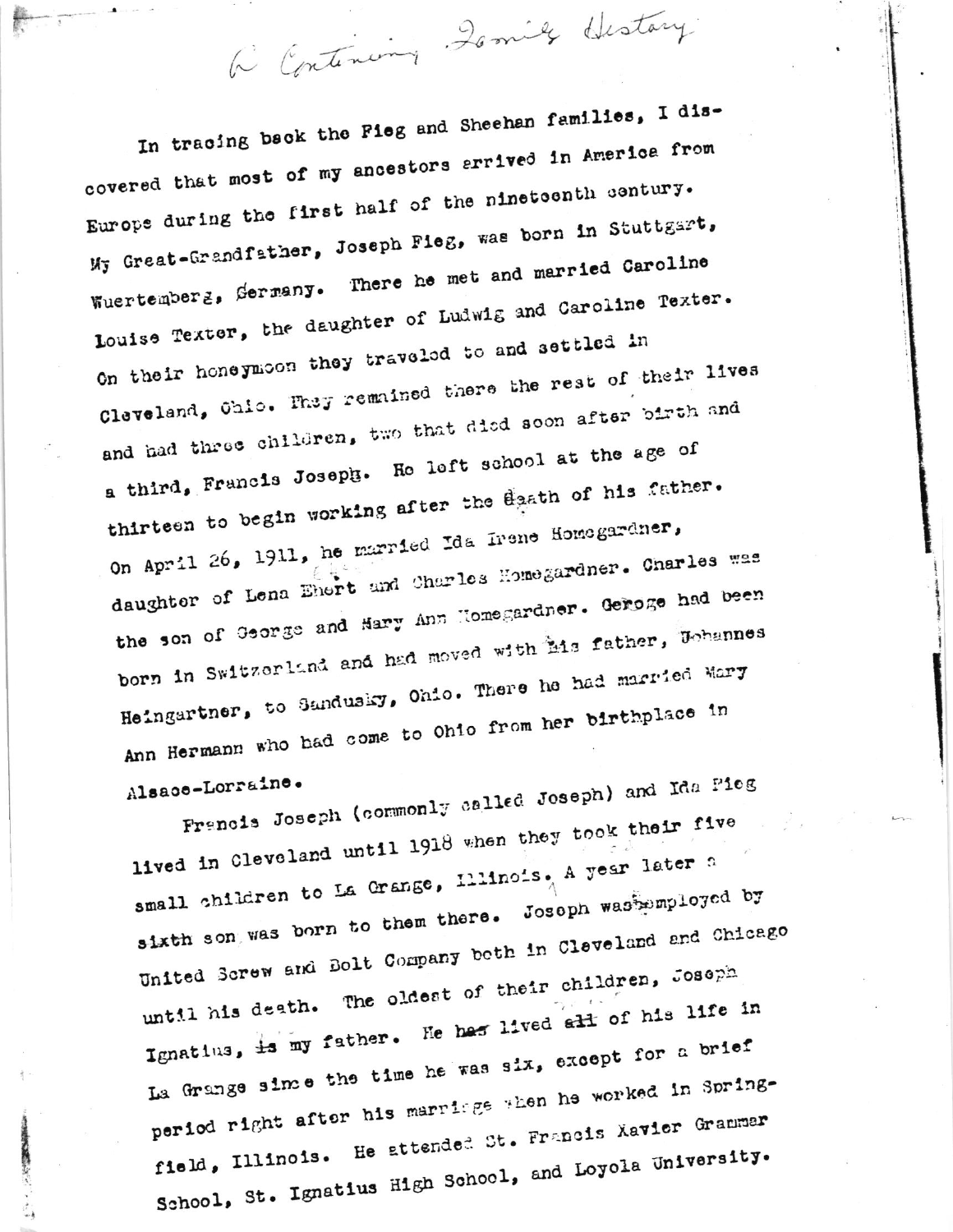A Continuing Family History

In tracing back the Fieg and Sheehan families, I discovered that most of my ancestors arrived in America from Europe during the first half of the nineteenth century. My Great-Grandfather, Joseph Fieg, was born in Stuttgart, Wuertemberg, Germany. There he met and married Caroline Louise Texter, the daughter of Ludwig and Caroline Texter. On their honeymoon they traveled to and settled in Cleveland, Ohio. They remained there the rest of their lives and had three children, two that died soon after birth and a third, Francis Joseph. He left school at the age of thirteen to begin working after the death of his father. On April 26, 1911, he married Ida Irene Homegardner, daughter of Lena Ehert and Charles Homegardner. Charles was the son of George and Mary Ann Homegardner. Geroge had been born in Switzerland and had moved with his father, Johannes Heingartner, to Sandusky, Ohio. There he had married Mary Ann Hermann who had come to Ohio from her birthplace in Alsace-Lorraine.

Francis Joseph (commonly called Joseph) and Ida Fieg lived in Cleveland until 1918 when they took their five small children to La Grange, Illinois. A year later a sixth son was born to them there. Joseph was employed by United Screw and Bolt Company both in Cleveland and Chicago until his death. The oldest of their children, Joseph Ignatius, ~~is~~ my father. He ~~has~~ lived ~~all~~ of his life in La Grange since the time he was six, except for a brief period right after his marriage when he worked in Springfield, Illinois. He attended St. Francis Xavier Grammar School, St. Ignatius High School, and Loyola University.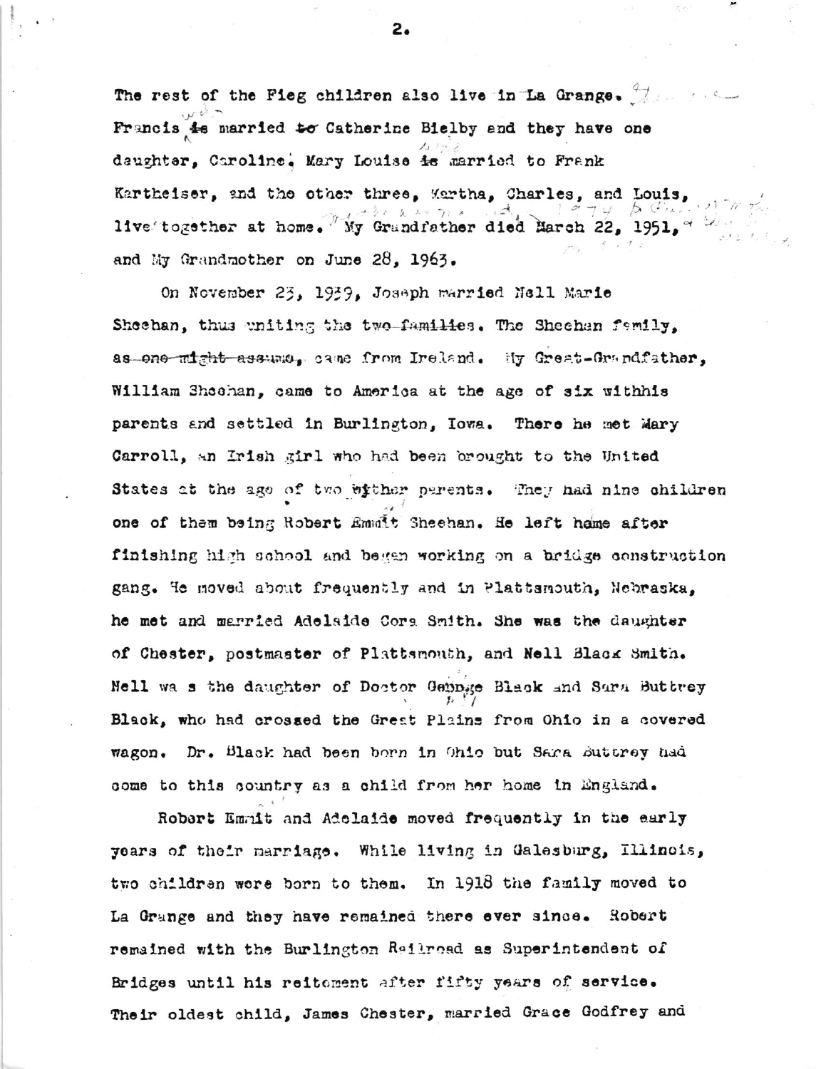The rest of the Fieg children also live in La Grange. Francis is married to Catherine Bielby and they have one daughter, Caroline. Mary Louise is married to Frank Kartheiser, and the other three, Martha, Charles, and Louis, live together at home. My Grandfather died March 22, 1951, and My Grandmother on June 28, 1963.

On November 23, 1939, Joseph married Nell Marie Sheehan, thus uniting the two families. The Sheehan family, as one might assume, came from Ireland. My Great-Grandfather, William Sheehan, came to America at the age of six withhis parents and settled in Burlington, Iowa. There he met Mary Carroll, an Irish girl who had been brought to the United States at the age of two by her parents. They had nine children one of them being Robert Emmit Sheehan. He left home after finishing high school and began working on a bridge construction gang. He moved about frequently and in Plattsmouth, Nebraska, he met and married Adelaide Cora Smith. She was the daughter of Chester, postmaster of Plattsmouth, and Nell Black Smith. Nell wa s the daughter of Doctor George Black and Sara Buttrey Black, who had crossed the Great Plains from Ohio in a covered wagon. Dr. Black had been born in Ohio but Sara Buttrey had come to this country as a child from her home in England.

Robert Emmit and Adelaide moved frequently in the early years of their marriage. While living in Galesburg, Illinois, two children were born to them. In 1918 the family moved to La Grange and they have remained there ever since. Robert remained with the Burlington Railroad as Superintendent of Bridges until his reitement after fifty years of service. Their oldest child, James Chester, married Grace Godfrey and